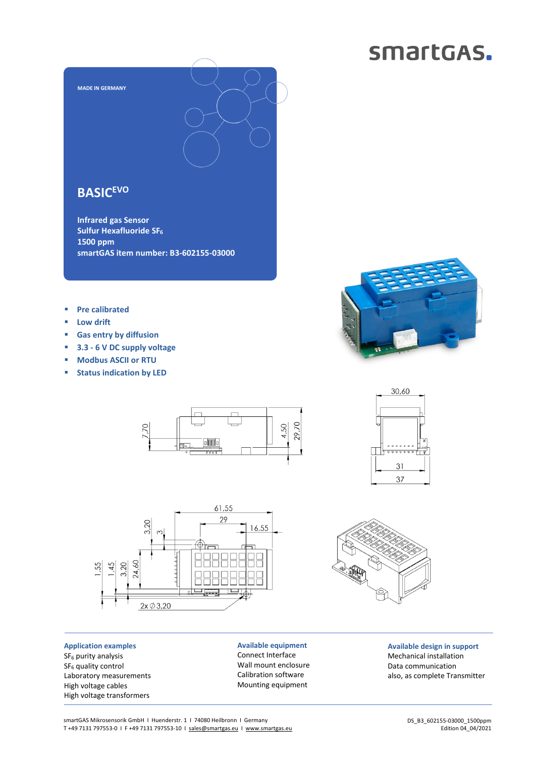smartGAS.

MADE IN GERMANY

# BASIC[EVO]

**Infrared gas Sensor**
**Sulfur Hexafluoride $SF_6$**
**1500 ppm**
**smartGAS item number: B3-602155-03000**

- **Pre calibrated**
- **Low drift**
- **Gas entry by diffusion**
- **3.3 - 6 V DC supply voltage**
- **Modbus ASCII or RTU**
- **Status indication by LED**

### Application examples

$SF_6$ purity analysis
$SF_6$ quality control
Laboratory measurements
High voltage cables
High voltage transformers

### Available equipment

Connect Interface
Wall mount enclosure
Calibration software
Mounting equipment

### Available design in support

Mechanical installation
Data communication
also, as complete Transmitter

smartGAS Mikrosensorik GmbH I Huenderstr. 1 I 74080 Heilbronn I Germany
T +49 7131 797553-0 I F +49 7131 797553-10 I sales@smartgas.eu I www.smartgas.eu

DS_B3_602155-03000_1500ppm
Edition 04_04/2021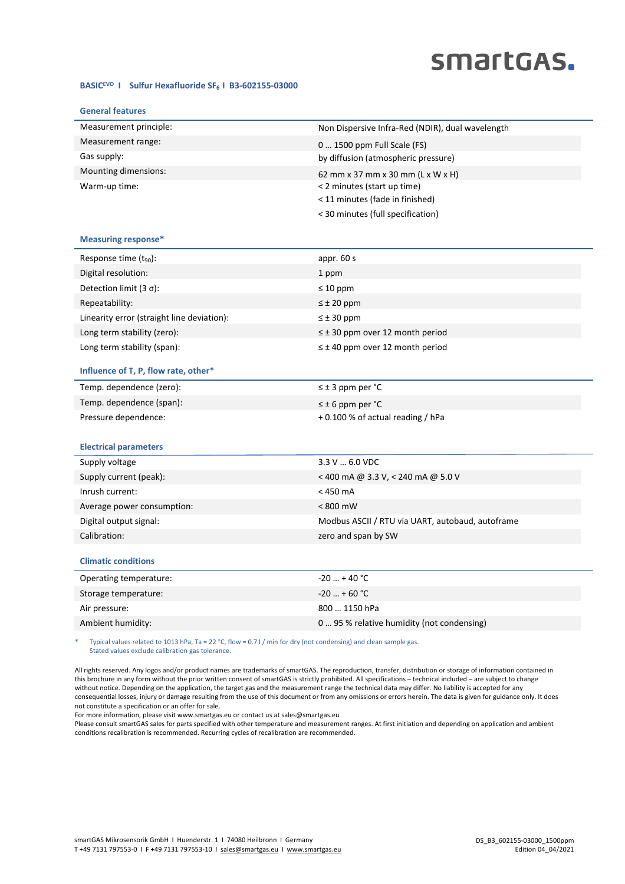# smartGAS.

**BASIC$^{EVO}$ I Sulfur Hexafluoride $SF_6$ I B3-602155-03000**

## General features

| | |
|---|---|
| Measurement principle: | Non Dispersive Infra-Red (NDIR), dual wavelength |
| Measurement range: | 0 … 1500 ppm Full Scale (FS) |
| Gas supply: | by diffusion (atmospheric pressure) |
| Mounting dimensions: | 62 mm x 37 mm x 30 mm (L x W x H) |
| Warm-up time: | < 2 minutes (start up time)<br>< 11 minutes (fade in finished)<br>< 30 minutes (full specification) |

## Measuring response*

| | |
|---|---|
| Response time ($t_{90}$): | appr. 60 s |
| Digital resolution: | 1 ppm |
| Detection limit (3 σ): | ≤ 10 ppm |
| Repeatability: | ≤ ± 20 ppm |
| Linearity error (straight line deviation): | ≤ ± 30 ppm |
| Long term stability (zero): | ≤ ± 30 ppm over 12 month period |
| Long term stability (span): | ≤ ± 40 ppm over 12 month period |

## Influence of T, P, flow rate, other*

| | |
|---|---|
| Temp. dependence (zero): | ≤ ± 3 ppm per °C |
| Temp. dependence (span): | ≤ ± 6 ppm per °C |
| Pressure dependence: | + 0.100 % of actual reading / hPa |

## Electrical parameters

| | |
|---|---|
| Supply voltage | 3.3 V … 6.0 VDC |
| Supply current (peak): | < 400 mA @ 3.3 V, < 240 mA @ 5.0 V |
| Inrush current: | < 450 mA |
| Average power consumption: | < 800 mW |
| Digital output signal: | Modbus ASCII / RTU via UART, autobaud, autoframe |
| Calibration: | zero and span by SW |

## Climatic conditions

| | |
|---|---|
| Operating temperature: | -20 … + 40 °C |
| Storage temperature: | -20 … + 60 °C |
| Air pressure: | 800 … 1150 hPa |
| Ambient humidity: | 0 … 95 % relative humidity (not condensing) |

\* Typical values related to 1013 hPa, Ta = 22 °C, flow = 0.7 l / min for dry (not condensing) and clean sample gas. Stated values exclude calibration gas tolerance.

All rights reserved. Any logos and/or product names are trademarks of smartGAS. The reproduction, transfer, distribution or storage of information contained in this brochure in any form without the prior written consent of smartGAS is strictly prohibited. All specifications – technical included – are subject to change without notice. Depending on the application, the target gas and the measurement range the technical data may differ. No liability is accepted for any consequential losses, injury or damage resulting from the use of this document or from any omissions or errors herein. The data is given for guidance only. It does not constitute a specification or an offer for sale.
For more information, please visit www.smartgas.eu or contact us at sales@smartgas.eu
Please consult smartGAS sales for parts specified with other temperature and measurement ranges. At first initiation and depending on application and ambient conditions recalibration is recommended. Recurring cycles of recalibration are recommended.

smartGAS Mikrosensorik GmbH I Huenderstr. 1 I 74080 Heilbronn I Germany
T +49 7131 797553-0 I F +49 7131 797553-10 I sales@smartgas.eu I www.smartgas.eu

DS_B3_602155-03000_1500ppm
Edition 04_04/2021